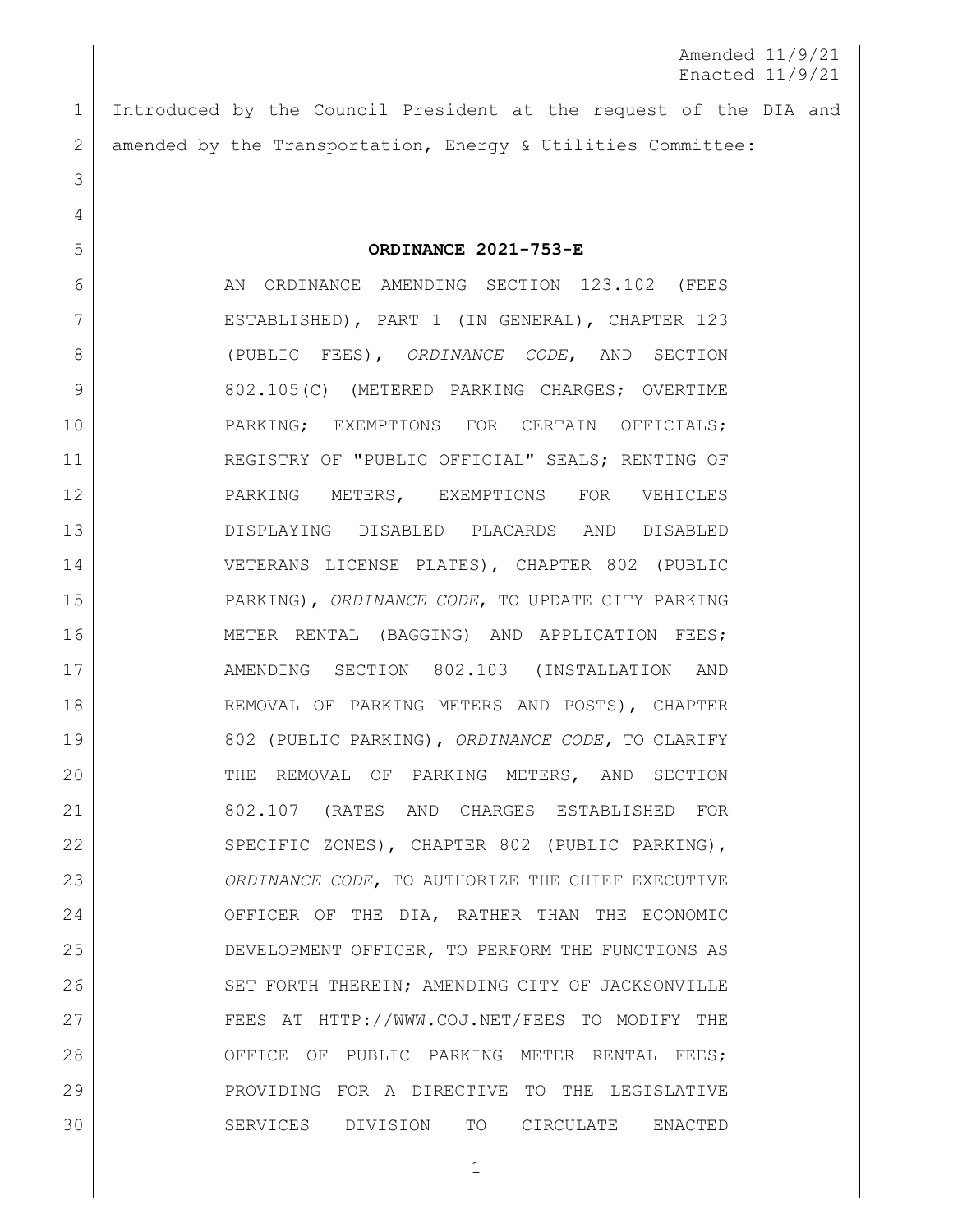Amended 11/9/21
Enacted 11/9/21

Introduced by the Council President at the request of the DIA and amended by the Transportation, Energy & Utilities Committee:

**ORDINANCE 2021-753-E**

AN ORDINANCE AMENDING SECTION 123.102 (FEES ESTABLISHED), PART 1 (IN GENERAL), CHAPTER 123 (PUBLIC FEES), *ORDINANCE CODE*, AND SECTION 802.105(C) (METERED PARKING CHARGES; OVERTIME PARKING; EXEMPTIONS FOR CERTAIN OFFICIALS; REGISTRY OF "PUBLIC OFFICIAL" SEALS; RENTING OF PARKING METERS, EXEMPTIONS FOR VEHICLES DISPLAYING DISABLED PLACARDS AND DISABLED VETERANS LICENSE PLATES), CHAPTER 802 (PUBLIC PARKING), *ORDINANCE CODE*, TO UPDATE CITY PARKING METER RENTAL (BAGGING) AND APPLICATION FEES; AMENDING SECTION 802.103 (INSTALLATION AND REMOVAL OF PARKING METERS AND POSTS), CHAPTER 802 (PUBLIC PARKING), *ORDINANCE CODE,* TO CLARIFY THE REMOVAL OF PARKING METERS, AND SECTION 802.107 (RATES AND CHARGES ESTABLISHED FOR SPECIFIC ZONES), CHAPTER 802 (PUBLIC PARKING), *ORDINANCE CODE*, TO AUTHORIZE THE CHIEF EXECUTIVE OFFICER OF THE DIA, RATHER THAN THE ECONOMIC DEVELOPMENT OFFICER, TO PERFORM THE FUNCTIONS AS SET FORTH THEREIN; AMENDING CITY OF JACKSONVILLE FEES AT HTTP://WWW.COJ.NET/FEES TO MODIFY THE OFFICE OF PUBLIC PARKING METER RENTAL FEES; PROVIDING FOR A DIRECTIVE TO THE LEGISLATIVE SERVICES DIVISION TO CIRCULATE ENACTED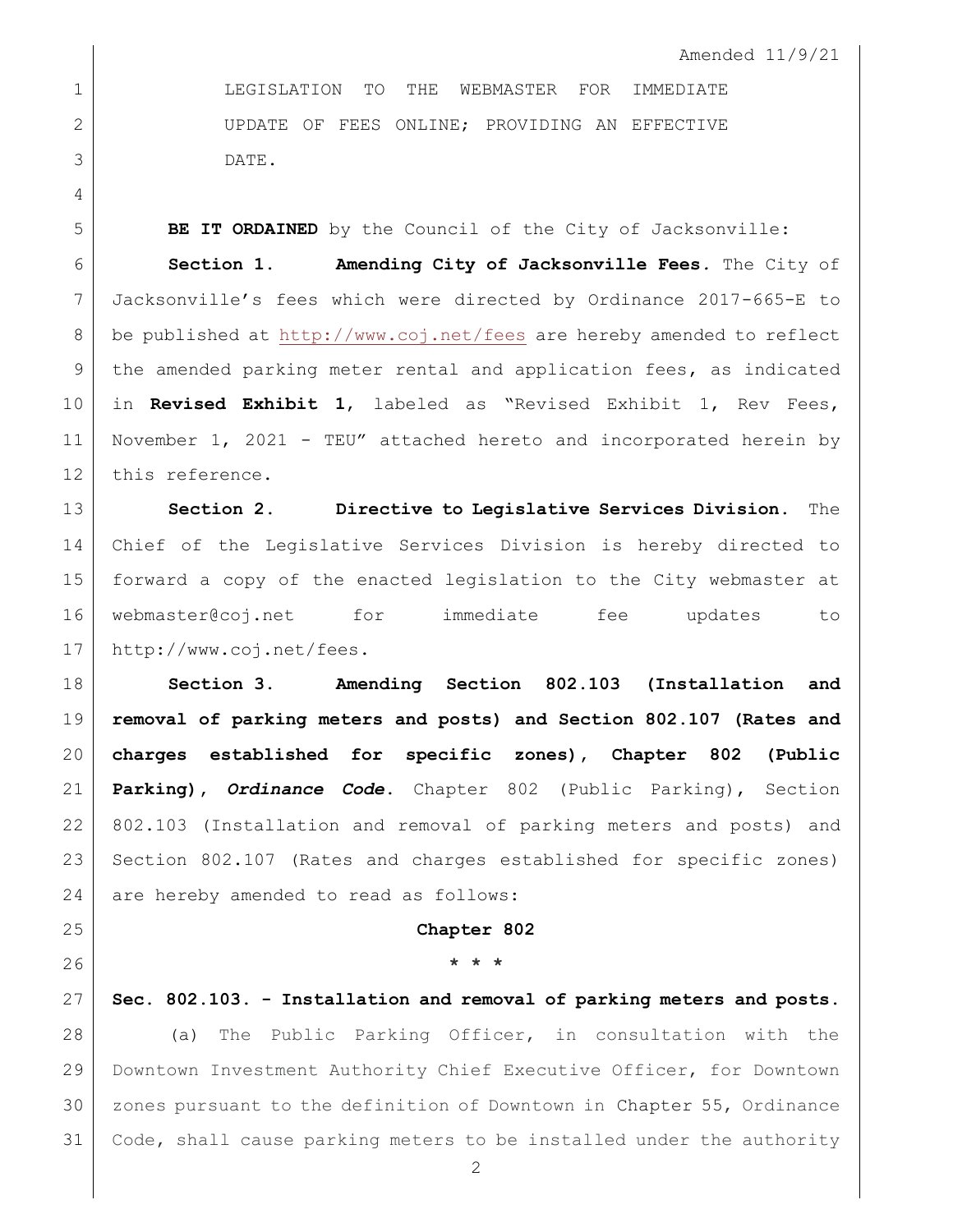Amended 11/9/21

LEGISLATION TO THE WEBMASTER FOR IMMEDIATE UPDATE OF FEES ONLINE; PROVIDING AN EFFECTIVE DATE.

**BE IT ORDAINED** by the Council of the City of Jacksonville:

**Section 1. Amending City of Jacksonville Fees.** The City of Jacksonville's fees which were directed by Ordinance 2017-665-E to be published at http://www.coj.net/fees are hereby amended to reflect the amended parking meter rental and application fees, as indicated in **Revised Exhibit 1**, labeled as "Revised Exhibit 1, Rev Fees, November 1, 2021 - TEU" attached hereto and incorporated herein by this reference.

**Section 2. Directive to Legislative Services Division.** The Chief of the Legislative Services Division is hereby directed to forward a copy of the enacted legislation to the City webmaster at webmaster@coj.net for immediate fee updates to http://www.coj.net/fees.

**Section 3. Amending Section 802.103 (Installation and removal of parking meters and posts) and Section 802.107 (Rates and charges established for specific zones), Chapter 802 (Public Parking), *Ordinance Code*.** Chapter 802 (Public Parking), Section 802.103 (Installation and removal of parking meters and posts) and Section 802.107 (Rates and charges established for specific zones) are hereby amended to read as follows:

**Chapter 802**

**\* \* \***

**Sec. 802.103. - Installation and removal of parking meters and posts.**

(a) The Public Parking Officer, in consultation with the Downtown Investment Authority Chief Executive Officer, for Downtown zones pursuant to the definition of Downtown in Chapter 55, Ordinance Code, shall cause parking meters to be installed under the authority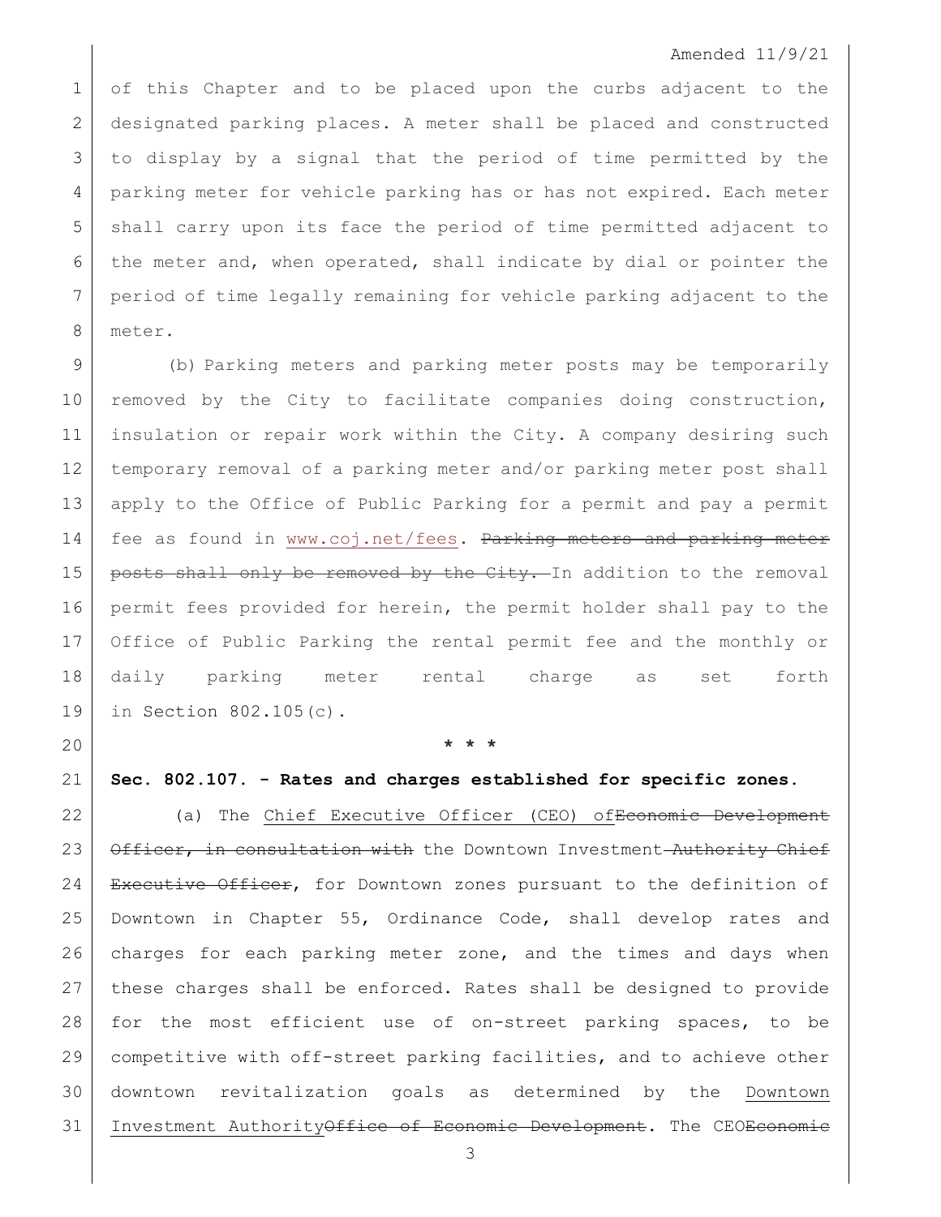of this Chapter and to be placed upon the curbs adjacent to the designated parking places. A meter shall be placed and constructed to display by a signal that the period of time permitted by the parking meter for vehicle parking has or has not expired. Each meter shall carry upon its face the period of time permitted adjacent to the meter and, when operated, shall indicate by dial or pointer the period of time legally remaining for vehicle parking adjacent to the meter.

(b) Parking meters and parking meter posts may be temporarily removed by the City to facilitate companies doing construction, insulation or repair work within the City. A company desiring such temporary removal of a parking meter and/or parking meter post shall apply to the Office of Public Parking for a permit and pay a permit fee as found in <u>www.coj.net/fees</u>. ~~Parking meters and parking meter posts shall only be removed by the City.~~ In addition to the removal permit fees provided for herein, the permit holder shall pay to the Office of Public Parking the rental permit fee and the monthly or daily parking meter rental charge as set forth in Section 802.105(c).

\* \* \*

**Sec. 802.107. - Rates and charges established for specific zones.**

(a) The <u>Chief Executive Officer (CEO) of</u>~~Economic Development Officer, in consultation with~~ the Downtown Investment ~~Authority Chief Executive Officer~~, for Downtown zones pursuant to the definition of Downtown in Chapter 55, Ordinance Code, shall develop rates and charges for each parking meter zone, and the times and days when these charges shall be enforced. Rates shall be designed to provide for the most efficient use of on-street parking spaces, to be competitive with off-street parking facilities, and to achieve other downtown revitalization goals as determined by the <u>Downtown Investment Authority</u>~~Office of Economic Development~~. The <u>CEO</u>~~Economic~~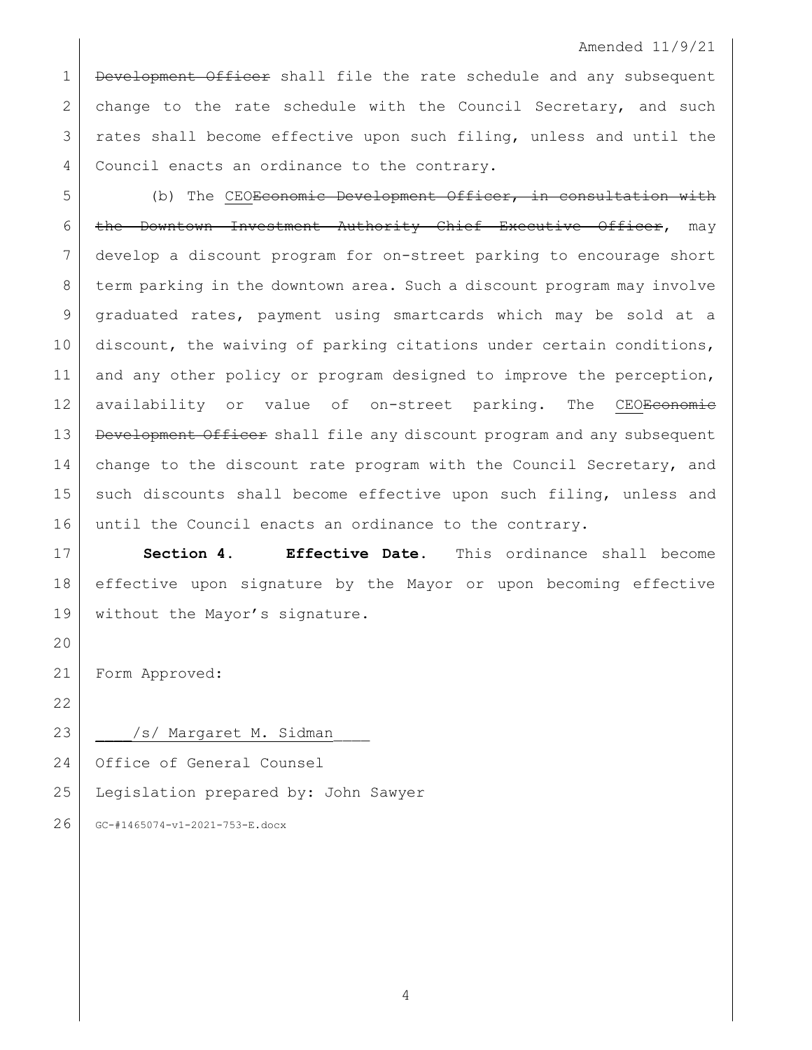~~Development Officer~~ shall file the rate schedule and any subsequent change to the rate schedule with the Council Secretary, and such rates shall become effective upon such filing, unless and until the Council enacts an ordinance to the contrary.

(b) The <u>CEO</u>~~Economic Development Officer, in consultation with the Downtown Investment Authority Chief Executive Officer~~, may develop a discount program for on-street parking to encourage short term parking in the downtown area. Such a discount program may involve graduated rates, payment using smartcards which may be sold at a discount, the waiving of parking citations under certain conditions, and any other policy or program designed to improve the perception, availability or value of on-street parking. The <u>CEO</u>~~Economic Development Officer~~ shall file any discount program and any subsequent change to the discount rate program with the Council Secretary, and such discounts shall become effective upon such filing, unless and until the Council enacts an ordinance to the contrary.

**Section 4. Effective Date.** This ordinance shall become effective upon signature by the Mayor or upon becoming effective without the Mayor's signature.

Form Approved:

____/s/ Margaret M. Sidman____

Office of General Counsel

Legislation prepared by: John Sawyer

GC-#1465074-v1-2021-753-E.docx